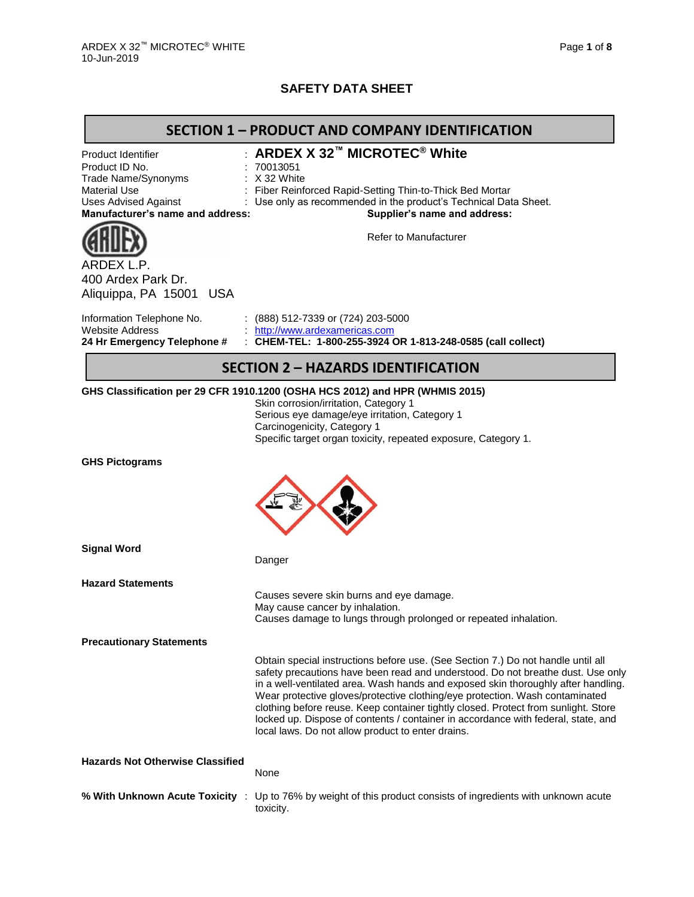# SAFETY DATA SHEET

## SECTION 1 – PRODUCT AND COMPANY IDENTIFICATION

| | |
|---|---|
| Product Identifier | : **ARDEX X 32™ MICROTEC® White** |
| Product ID No. | : 70013051 |
| Trade Name/Synonyms | : X 32 White |
| Material Use | : Fiber Reinforced Rapid-Setting Thin-to-Thick Bed Mortar |
| Uses Advised Against | : Use only as recommended in the product's Technical Data Sheet. |

**Manufacturer's name and address:**

ARDEX L.P.
400 Ardex Park Dr.
Aliquippa, PA 15001 USA

**Supplier's name and address:**

Refer to Manufacturer

| | |
|---|---|
| Information Telephone No. | : (888) 512-7339 or (724) 203-5000 |
| Website Address | : http://www.ardexamericas.com |
| **24 Hr Emergency Telephone #** | : **CHEM-TEL: 1-800-255-3924 OR 1-813-248-0585 (call collect)** |

## SECTION 2 – HAZARDS IDENTIFICATION

**GHS Classification per 29 CFR 1910.1200 (OSHA HCS 2012) and HPR (WHMIS 2015)**

Skin corrosion/irritation, Category 1
Serious eye damage/eye irritation, Category 1
Carcinogenicity, Category 1
Specific target organ toxicity, repeated exposure, Category 1.

**GHS Pictograms**

**Signal Word**

Danger

**Hazard Statements**

Causes severe skin burns and eye damage.
May cause cancer by inhalation.
Causes damage to lungs through prolonged or repeated inhalation.

**Precautionary Statements**

Obtain special instructions before use. (See Section 7.) Do not handle until all safety precautions have been read and understood. Do not breathe dust. Use only in a well-ventilated area. Wash hands and exposed skin thoroughly after handling. Wear protective gloves/protective clothing/eye protection. Wash contaminated clothing before reuse. Keep container tightly closed. Protect from sunlight. Store locked up. Dispose of contents / container in accordance with federal, state, and local laws. Do not allow product to enter drains.

**Hazards Not Otherwise Classified**

None

**% With Unknown Acute Toxicity** : Up to 76% by weight of this product consists of ingredients with unknown acute toxicity.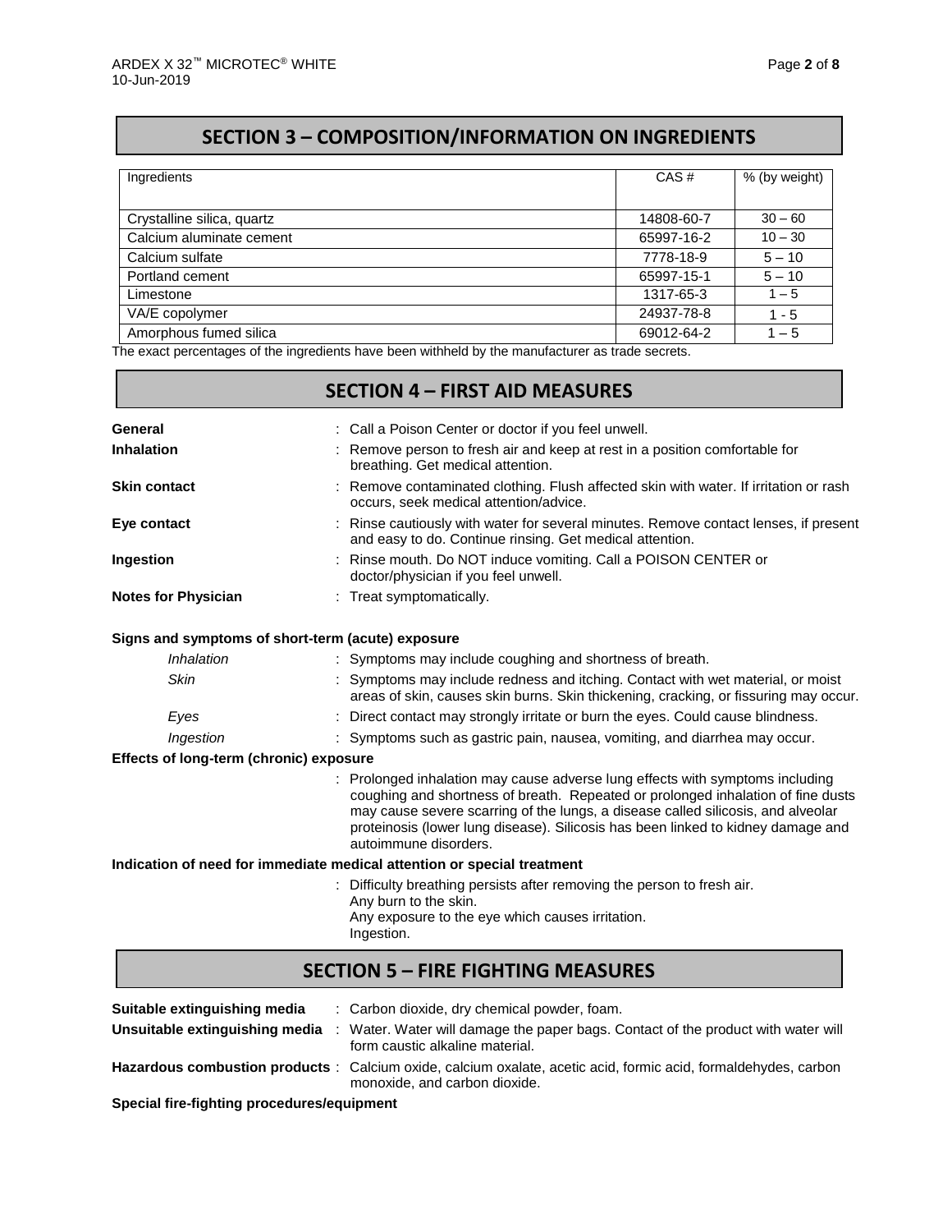## SECTION 3 – COMPOSITION/INFORMATION ON INGREDIENTS

| Ingredients | CAS # | % (by weight) |
|---|---|---|
| Crystalline silica, quartz | 14808-60-7 | 30 – 60 |
| Calcium aluminate cement | 65997-16-2 | 10 – 30 |
| Calcium sulfate | 7778-18-9 | 5 – 10 |
| Portland cement | 65997-15-1 | 5 – 10 |
| Limestone | 1317-65-3 | 1 – 5 |
| VA/E copolymer | 24937-78-8 | 1 - 5 |
| Amorphous fumed silica | 69012-64-2 | 1 – 5 |

The exact percentages of the ingredients have been withheld by the manufacturer as trade secrets.

## SECTION 4 – FIRST AID MEASURES

**General** : Call a Poison Center or doctor if you feel unwell.

**Inhalation** : Remove person to fresh air and keep at rest in a position comfortable for breathing. Get medical attention.

**Skin contact** : Remove contaminated clothing. Flush affected skin with water. If irritation or rash occurs, seek medical attention/advice.

**Eye contact** : Rinse cautiously with water for several minutes. Remove contact lenses, if present and easy to do. Continue rinsing. Get medical attention.

**Ingestion** : Rinse mouth. Do NOT induce vomiting. Call a POISON CENTER or doctor/physician if you feel unwell.

**Notes for Physician** : Treat symptomatically.

**Signs and symptoms of short-term (acute) exposure**

*Inhalation* : Symptoms may include coughing and shortness of breath.

*Skin* : Symptoms may include redness and itching. Contact with wet material, or moist areas of skin, causes skin burns. Skin thickening, cracking, or fissuring may occur.

*Eyes* : Direct contact may strongly irritate or burn the eyes. Could cause blindness.

*Ingestion* : Symptoms such as gastric pain, nausea, vomiting, and diarrhea may occur.

**Effects of long-term (chronic) exposure**

: Prolonged inhalation may cause adverse lung effects with symptoms including coughing and shortness of breath. Repeated or prolonged inhalation of fine dusts may cause severe scarring of the lungs, a disease called silicosis, and alveolar proteinosis (lower lung disease). Silicosis has been linked to kidney damage and autoimmune disorders.

**Indication of need for immediate medical attention or special treatment**

: Difficulty breathing persists after removing the person to fresh air.
Any burn to the skin.
Any exposure to the eye which causes irritation.
Ingestion.

## SECTION 5 – FIRE FIGHTING MEASURES

**Suitable extinguishing media** : Carbon dioxide, dry chemical powder, foam.

**Unsuitable extinguishing media** : Water. Water will damage the paper bags. Contact of the product with water will form caustic alkaline material.

**Hazardous combustion products** : Calcium oxide, calcium oxalate, acetic acid, formic acid, formaldehydes, carbon monoxide, and carbon dioxide.

**Special fire-fighting procedures/equipment**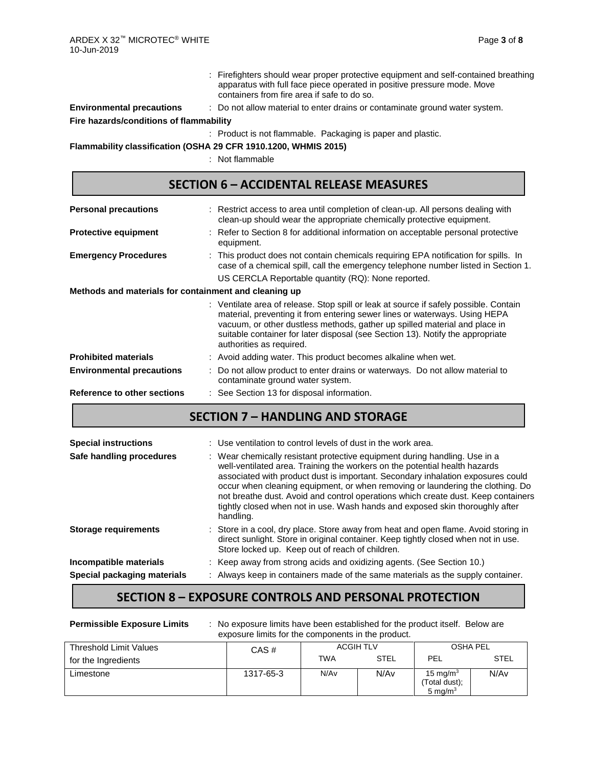: Firefighters should wear proper protective equipment and self-contained breathing apparatus with full face piece operated in positive pressure mode. Move containers from fire area if safe to do so.

**Environmental precautions** : Do not allow material to enter drains or contaminate ground water system.

**Fire hazards/conditions of flammability**

: Product is not flammable. Packaging is paper and plastic.

**Flammability classification (OSHA 29 CFR 1910.1200, WHMIS 2015)**

: Not flammable

## SECTION 6 – ACCIDENTAL RELEASE MEASURES

**Personal precautions** : Restrict access to area until completion of clean-up. All persons dealing with clean-up should wear the appropriate chemically protective equipment.

**Protective equipment** : Refer to Section 8 for additional information on acceptable personal protective equipment.

**Emergency Procedures** : This product does not contain chemicals requiring EPA notification for spills. In case of a chemical spill, call the emergency telephone number listed in Section 1.

US CERCLA Reportable quantity (RQ): None reported.

**Methods and materials for containment and cleaning up**

: Ventilate area of release. Stop spill or leak at source if safely possible. Contain material, preventing it from entering sewer lines or waterways. Using HEPA vacuum, or other dustless methods, gather up spilled material and place in suitable container for later disposal (see Section 13). Notify the appropriate authorities as required.

**Prohibited materials** : Avoid adding water. This product becomes alkaline when wet.

**Environmental precautions** : Do not allow product to enter drains or waterways. Do not allow material to contaminate ground water system.

**Reference to other sections** : See Section 13 for disposal information.

## SECTION 7 – HANDLING AND STORAGE

**Special instructions** : Use ventilation to control levels of dust in the work area.

**Safe handling procedures** : Wear chemically resistant protective equipment during handling. Use in a well-ventilated area. Training the workers on the potential health hazards associated with product dust is important. Secondary inhalation exposures could occur when cleaning equipment, or when removing or laundering the clothing. Do not breathe dust. Avoid and control operations which create dust. Keep containers tightly closed when not in use. Wash hands and exposed skin thoroughly after handling.

**Storage requirements** : Store in a cool, dry place. Store away from heat and open flame. Avoid storing in direct sunlight. Store in original container. Keep tightly closed when not in use. Store locked up. Keep out of reach of children.

**Incompatible materials** : Keep away from strong acids and oxidizing agents. (See Section 10.)

**Special packaging materials** : Always keep in containers made of the same materials as the supply container.

## SECTION 8 – EXPOSURE CONTROLS AND PERSONAL PROTECTION

**Permissible Exposure Limits** : No exposure limits have been established for the product itself. Below are exposure limits for the components in the product.

| Threshold Limit Values for the Ingredients | CAS # | ACGIH TLV | | OSHA PEL | |
|---|---|---|---|---|---|
| | | TWA | STEL | PEL | STEL |
| Limestone | 1317-65-3 | N/Av | N/Av | 15 mg/m$^3$ (Total dust); 5 mg/m$^3$ | N/Av |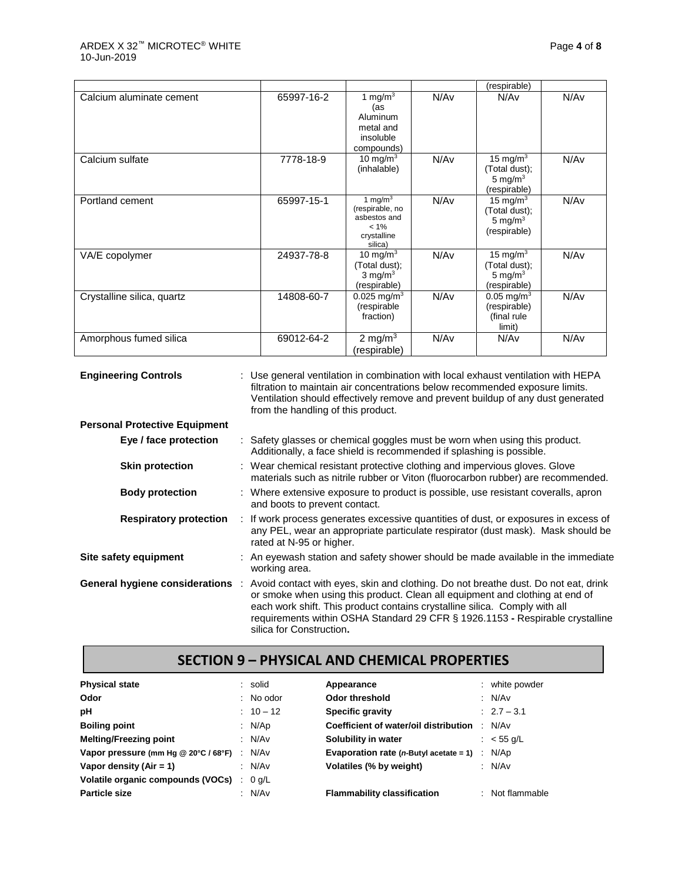| | | | | | |
|---|---|---|---|---|---|
| | | | | (respirable) | |
| Calcium aluminate cement | 65997-16-2 | 1 mg/m³ (as Aluminum metal and insoluble compounds) | N/Av | N/Av | N/Av |
| Calcium sulfate | 7778-18-9 | 10 mg/m³ (inhalable) | N/Av | 15 mg/m³ (Total dust); 5 mg/m³ (respirable) | N/Av |
| Portland cement | 65997-15-1 | 1 mg/m³ (respirable, no asbestos and < 1% crystalline silica) | N/Av | 15 mg/m³ (Total dust); 5 mg/m³ (respirable) | N/Av |
| VA/E copolymer | 24937-78-8 | 10 mg/m³ (Total dust); 3 mg/m³ (respirable) | N/Av | 15 mg/m³ (Total dust); 5 mg/m³ (respirable) | N/Av |
| Crystalline silica, quartz | 14808-60-7 | 0.025 mg/m³ (respirable fraction) | N/Av | 0.05 mg/m³ (respirable) (final rule limit) | N/Av |
| Amorphous fumed silica | 69012-64-2 | 2 mg/m³ (respirable) | N/Av | N/Av | N/Av |

**Engineering Controls** : Use general ventilation in combination with local exhaust ventilation with HEPA filtration to maintain air concentrations below recommended exposure limits. Ventilation should effectively remove and prevent buildup of any dust generated from the handling of this product.

**Personal Protective Equipment**

- **Eye / face protection** : Safety glasses or chemical goggles must be worn when using this product. Additionally, a face shield is recommended if splashing is possible.
- **Skin protection** : Wear chemical resistant protective clothing and impervious gloves. Glove materials such as nitrile rubber or Viton (fluorocarbon rubber) are recommended.
- **Body protection** : Where extensive exposure to product is possible, use resistant coveralls, apron and boots to prevent contact.
- **Respiratory protection** : If work process generates excessive quantities of dust, or exposures in excess of any PEL, wear an appropriate particulate respirator (dust mask). Mask should be rated at N-95 or higher.

**Site safety equipment** : An eyewash station and safety shower should be made available in the immediate working area.

**General hygiene considerations** : Avoid contact with eyes, skin and clothing. Do not breathe dust. Do not eat, drink or smoke when using this product. Clean all equipment and clothing at end of each work shift. This product contains crystalline silica. Comply with all requirements within OSHA Standard 29 CFR § 1926.1153 **-** Respirable crystalline silica for Construction**.**

## SECTION 9 – PHYSICAL AND CHEMICAL PROPERTIES

| | | | |
|---|---|---|---|
| **Physical state** | : solid | **Appearance** | : white powder |
| **Odor** | : No odor | **Odor threshold** | : N/Av |
| **pH** | : 10 – 12 | **Specific gravity** | : 2.7 – 3.1 |
| **Boiling point** | : N/Ap | **Coefficient of water/oil distribution** | : N/Av |
| **Melting/Freezing point** | : N/Av | **Solubility in water** | : < 55 g/L |
| **Vapor pressure (mm Hg @ 20°C / 68°F)** | : N/Av | **Evaporation rate (*n*-Butyl acetate = 1)** | : N/Ap |
| **Vapor density (Air = 1)** | : N/Av | **Volatiles (% by weight)** | : N/Av |
| **Volatile organic compounds (VOCs)** | : 0 g/L | | |
| **Particle size** | : N/Av | **Flammability classification** | : Not flammable |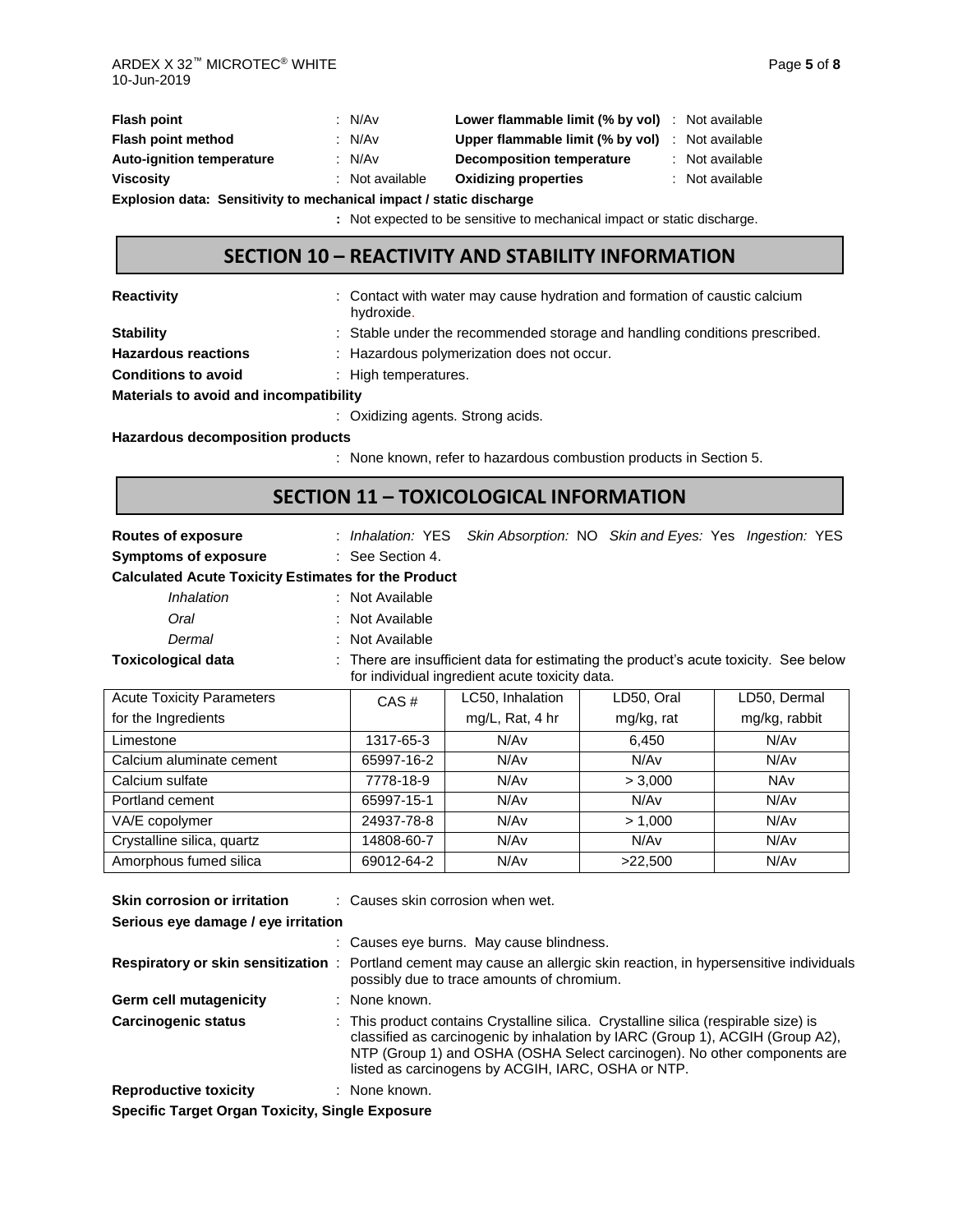| | | | |
|---|---|---|---|
| **Flash point** | : N/Av | **Lower flammable limit (% by vol)** | : Not available |
| **Flash point method** | : N/Av | **Upper flammable limit (% by vol)** | : Not available |
| **Auto-ignition temperature** | : N/Av | **Decomposition temperature** | : Not available |
| **Viscosity** | : Not available | **Oxidizing properties** | : Not available |

**Explosion data: Sensitivity to mechanical impact / static discharge**

: Not expected to be sensitive to mechanical impact or static discharge.

## SECTION 10 – REACTIVITY AND STABILITY INFORMATION

**Reactivity** : Contact with water may cause hydration and formation of caustic calcium hydroxide.

**Stability** : Stable under the recommended storage and handling conditions prescribed.

**Hazardous reactions** : Hazardous polymerization does not occur.

**Conditions to avoid** : High temperatures.

**Materials to avoid and incompatibility**

: Oxidizing agents. Strong acids.

**Hazardous decomposition products**

: None known, refer to hazardous combustion products in Section 5.

## SECTION 11 – TOXICOLOGICAL INFORMATION

**Routes of exposure** : *Inhalation:* YES *Skin Absorption:* NO *Skin and Eyes:* Yes *Ingestion:* YES

**Symptoms of exposure** : See Section 4.

**Calculated Acute Toxicity Estimates for the Product**

- *Inhalation* : Not Available
- *Oral* : Not Available
- *Dermal* : Not Available

**Toxicological data** : There are insufficient data for estimating the product's acute toxicity. See below for individual ingredient acute toxicity data.

| Acute Toxicity Parameters for the Ingredients | CAS # | LC50, Inhalation mg/L, Rat, 4 hr | LD50, Oral mg/kg, rat | LD50, Dermal mg/kg, rabbit |
|---|---|---|---|---|
| Limestone | 1317-65-3 | N/Av | 6,450 | N/Av |
| Calcium aluminate cement | 65997-16-2 | N/Av | N/Av | N/Av |
| Calcium sulfate | 7778-18-9 | N/Av | > 3,000 | NAv |
| Portland cement | 65997-15-1 | N/Av | N/Av | N/Av |
| VA/E copolymer | 24937-78-8 | N/Av | > 1,000 | N/Av |
| Crystalline silica, quartz | 14808-60-7 | N/Av | N/Av | N/Av |
| Amorphous fumed silica | 69012-64-2 | N/Av | >22,500 | N/Av |

**Skin corrosion or irritation** : Causes skin corrosion when wet.

**Serious eye damage / eye irritation**

: Causes eye burns. May cause blindness.

**Respiratory or skin sensitization** : Portland cement may cause an allergic skin reaction, in hypersensitive individuals possibly due to trace amounts of chromium.

**Germ cell mutagenicity** : None known.

**Carcinogenic status** : This product contains Crystalline silica. Crystalline silica (respirable size) is classified as carcinogenic by inhalation by IARC (Group 1), ACGIH (Group A2), NTP (Group 1) and OSHA (OSHA Select carcinogen). No other components are listed as carcinogens by ACGIH, IARC, OSHA or NTP.

**Reproductive toxicity** : None known.

**Specific Target Organ Toxicity, Single Exposure**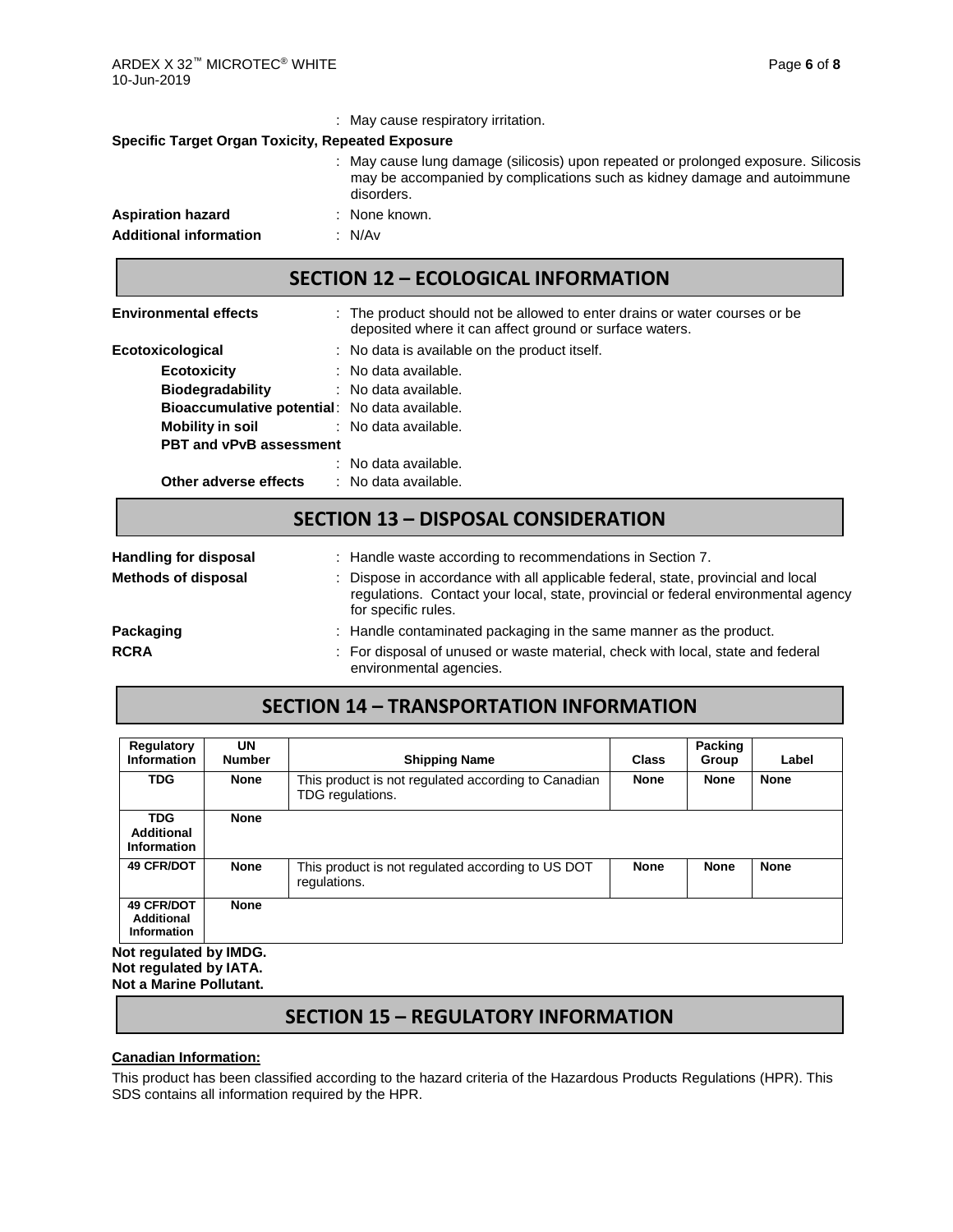: May cause respiratory irritation.

**Specific Target Organ Toxicity, Repeated Exposure**

: May cause lung damage (silicosis) upon repeated or prolonged exposure. Silicosis may be accompanied by complications such as kidney damage and autoimmune disorders.

**Aspiration hazard** : None known.

**Additional information** : N/Av

## SECTION 12 – ECOLOGICAL INFORMATION

**Environmental effects** : The product should not be allowed to enter drains or water courses or be deposited where it can affect ground or surface waters.

**Ecotoxicological** : No data is available on the product itself.

- **Ecotoxicity** : No data available.
- **Biodegradability** : No data available.
- **Bioaccumulative potential**: No data available.
- **Mobility in soil** : No data available.
- **PBT and vPvB assessment** : No data available.
- **Other adverse effects** : No data available.

## SECTION 13 – DISPOSAL CONSIDERATION

**Handling for disposal** : Handle waste according to recommendations in Section 7.

**Methods of disposal** : Dispose in accordance with all applicable federal, state, provincial and local regulations. Contact your local, state, provincial or federal environmental agency for specific rules.

**Packaging** : Handle contaminated packaging in the same manner as the product.

**RCRA** : For disposal of unused or waste material, check with local, state and federal environmental agencies.

## SECTION 14 – TRANSPORTATION INFORMATION

| Regulatory Information | UN Number | Shipping Name | Class | Packing Group | Label |
|---|---|---|---|---|---|
| **TDG** | **None** | This product is not regulated according to Canadian TDG regulations. | **None** | **None** | **None** |
| **TDG Additional Information** | **None** | | | | |
| **49 CFR/DOT** | **None** | This product is not regulated according to US DOT regulations. | **None** | **None** | **None** |
| **49 CFR/DOT Additional Information** | **None** | | | | |

**Not regulated by IMDG.**
**Not regulated by IATA.**
**Not a Marine Pollutant.**

## SECTION 15 – REGULATORY INFORMATION

**Canadian Information:**

This product has been classified according to the hazard criteria of the Hazardous Products Regulations (HPR). This SDS contains all information required by the HPR.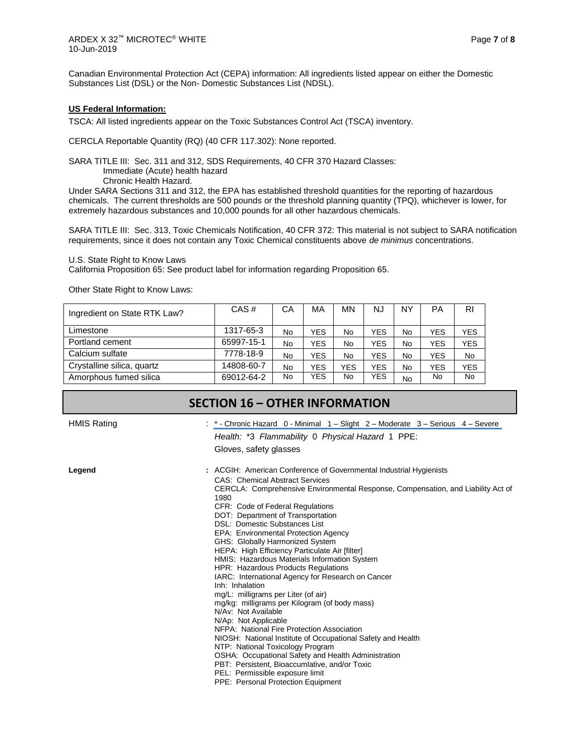Canadian Environmental Protection Act (CEPA) information: All ingredients listed appear on either the Domestic Substances List (DSL) or the Non- Domestic Substances List (NDSL).

**US Federal Information:**

TSCA: All listed ingredients appear on the Toxic Substances Control Act (TSCA) inventory.

CERCLA Reportable Quantity (RQ) (40 CFR 117.302): None reported.

SARA TITLE III: Sec. 311 and 312, SDS Requirements, 40 CFR 370 Hazard Classes:
    Immediate (Acute) health hazard
    Chronic Health Hazard.

Under SARA Sections 311 and 312, the EPA has established threshold quantities for the reporting of hazardous chemicals. The current thresholds are 500 pounds or the threshold planning quantity (TPQ), whichever is lower, for extremely hazardous substances and 10,000 pounds for all other hazardous chemicals.

SARA TITLE III: Sec. 313, Toxic Chemicals Notification, 40 CFR 372: This material is not subject to SARA notification requirements, since it does not contain any Toxic Chemical constituents above *de minimus* concentrations.

U.S. State Right to Know Laws
California Proposition 65: See product label for information regarding Proposition 65.

Other State Right to Know Laws:

| Ingredient on State RTK Law? | CAS # | CA | MA | MN | NJ | NY | PA | RI |
|---|---|---|---|---|---|---|---|---|
| Limestone | 1317-65-3 | No | YES | No | YES | No | YES | YES |
| Portland cement | 65997-15-1 | No | YES | No | YES | No | YES | YES |
| Calcium sulfate | 7778-18-9 | No | YES | No | YES | No | YES | No |
| Crystalline silica, quartz | 14808-60-7 | No | YES | YES | YES | No | YES | YES |
| Amorphous fumed silica | 69012-64-2 | No | YES | No | YES | No | No | No |

## SECTION 16 – OTHER INFORMATION

HMIS Rating : * - Chronic Hazard 0 - Minimal 1 – Slight 2 – Moderate 3 – Serious 4 – Severe

*Health:* *3 *Flammability* 0 *Physical Hazard* 1 PPE:
Gloves, safety glasses

**Legend** : ACGIH: American Conference of Governmental Industrial Hygienists
CAS: Chemical Abstract Services
CERCLA: Comprehensive Environmental Response, Compensation, and Liability Act of 1980
CFR: Code of Federal Regulations
DOT: Department of Transportation
DSL: Domestic Substances List
EPA: Environmental Protection Agency
GHS: Globally Harmonized System
HEPA: High Efficiency Particulate Air [filter]
HMIS: Hazardous Materials Information System
HPR: Hazardous Products Regulations
IARC: International Agency for Research on Cancer
Inh: Inhalation
mg/L: milligrams per Liter (of air)
mg/kg: milligrams per Kilogram (of body mass)
N/Av: Not Available
N/Ap: Not Applicable
NFPA: National Fire Protection Association
NIOSH: National Institute of Occupational Safety and Health
NTP: National Toxicology Program
OSHA: Occupational Safety and Health Administration
PBT: Persistent, Bioaccumlative, and/or Toxic
PEL: Permissible exposure limit
PPE: Personal Protection Equipment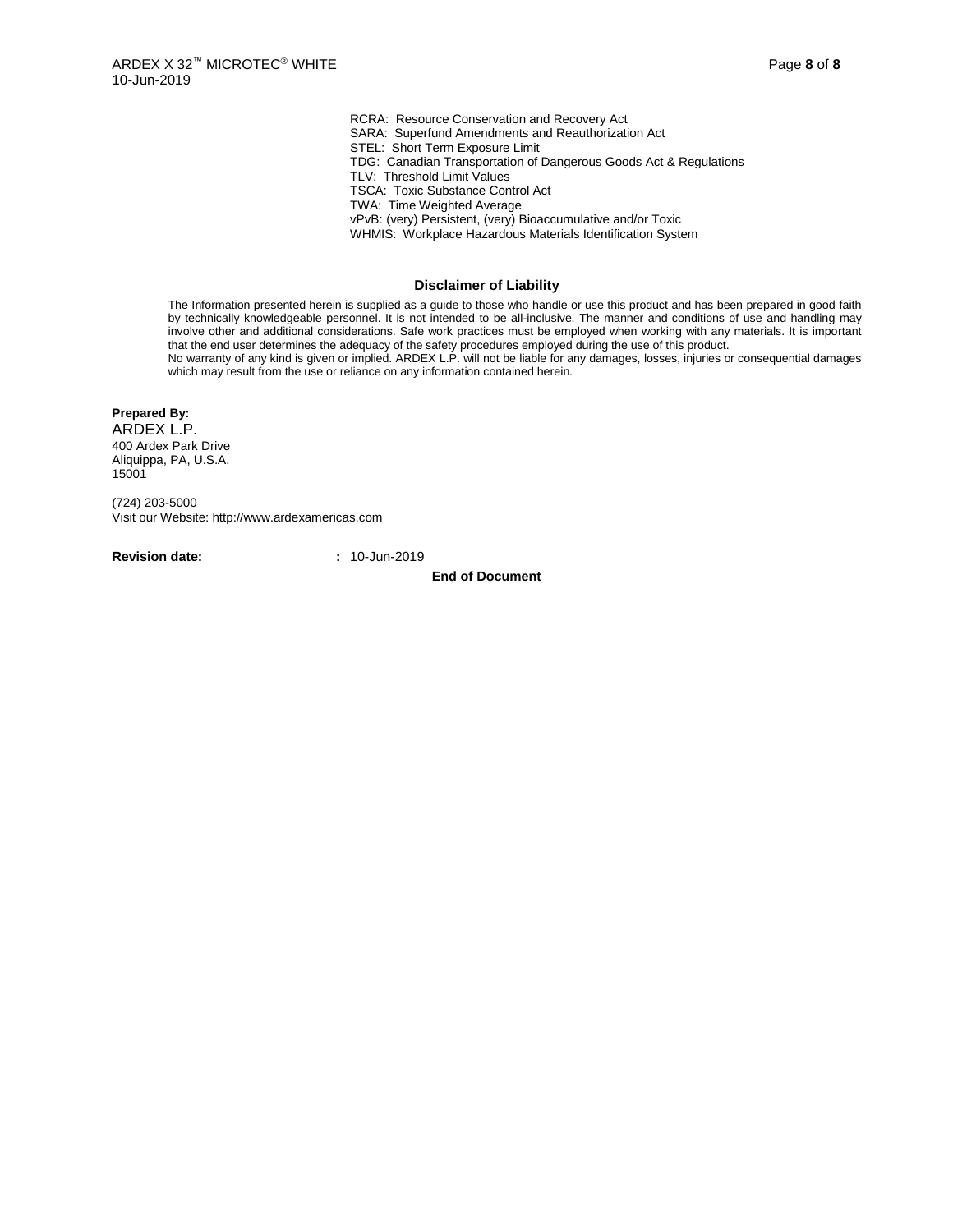RCRA: Resource Conservation and Recovery Act
SARA: Superfund Amendments and Reauthorization Act
STEL: Short Term Exposure Limit
TDG: Canadian Transportation of Dangerous Goods Act & Regulations
TLV: Threshold Limit Values
TSCA: Toxic Substance Control Act
TWA: Time Weighted Average
vPvB: (very) Persistent, (very) Bioaccumulative and/or Toxic
WHMIS: Workplace Hazardous Materials Identification System

### Disclaimer of Liability

The Information presented herein is supplied as a guide to those who handle or use this product and has been prepared in good faith by technically knowledgeable personnel. It is not intended to be all-inclusive. The manner and conditions of use and handling may involve other and additional considerations. Safe work practices must be employed when working with any materials. It is important that the end user determines the adequacy of the safety procedures employed during the use of this product.
No warranty of any kind is given or implied. ARDEX L.P. will not be liable for any damages, losses, injuries or consequential damages which may result from the use or reliance on any information contained herein.

**Prepared By:**
ARDEX L.P.
400 Ardex Park Drive
Aliquippa, PA, U.S.A.
15001

(724) 203-5000
Visit our Website: http://www.ardexamericas.com

**Revision date:** **:** 10-Jun-2019

**End of Document**